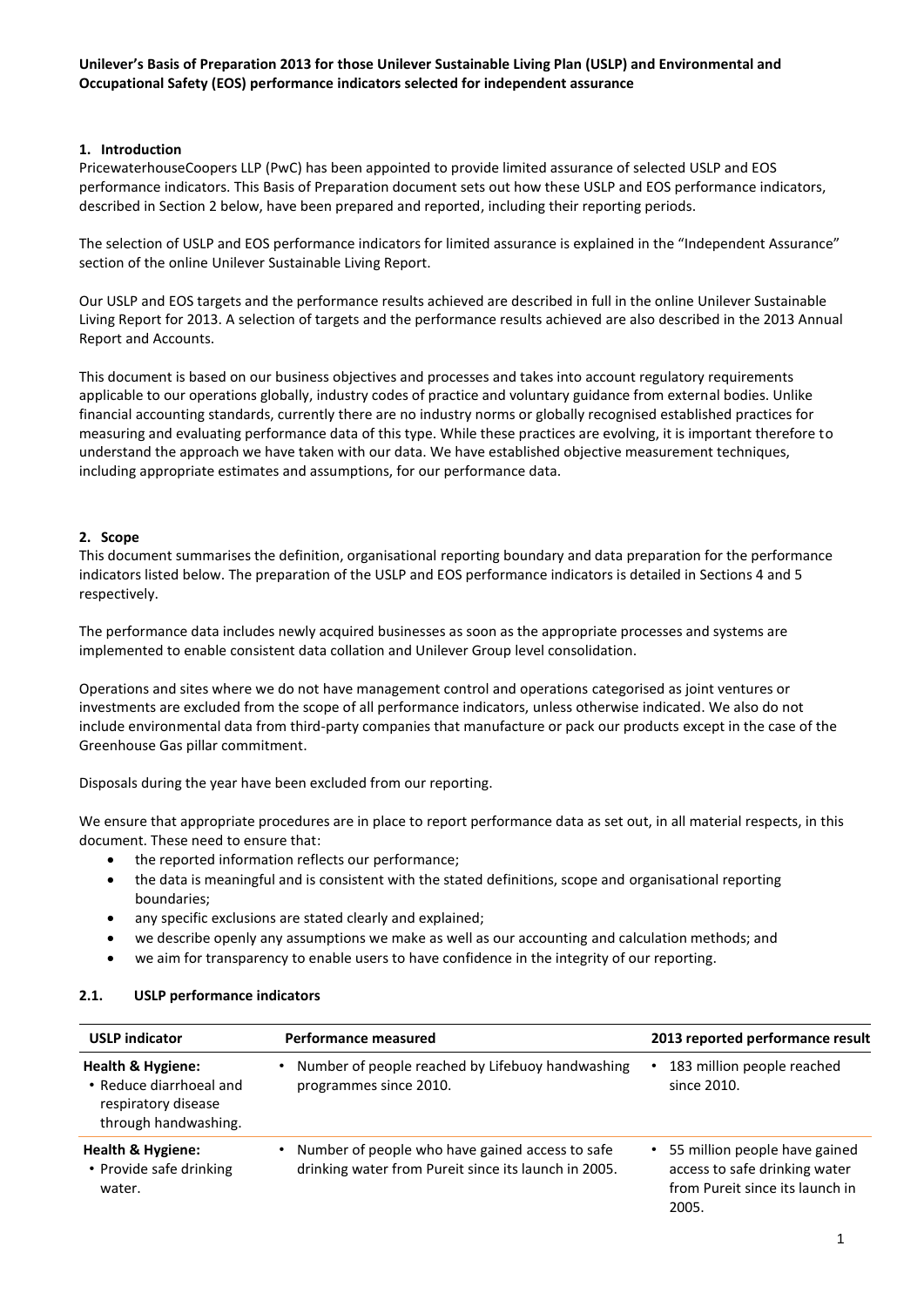**Unilever's Basis of Preparation 2013 for those Unilever Sustainable Living Plan (USLP) and Environmental and Occupational Safety (EOS) performance indicators selected for independent assurance**

## 1. Introduction

PricewaterhouseCoopers LLP (PwC) has been appointed to provide limited assurance of selected USLP and EOS performance indicators. This Basis of Preparation document sets out how these USLP and EOS performance indicators, described in Section 2 below, have been prepared and reported, including their reporting periods.

The selection of USLP and EOS performance indicators for limited assurance is explained in the "Independent Assurance" section of the online Unilever Sustainable Living Report.

Our USLP and EOS targets and the performance results achieved are described in full in the online Unilever Sustainable Living Report for 2013. A selection of targets and the performance results achieved are also described in the 2013 Annual Report and Accounts.

This document is based on our business objectives and processes and takes into account regulatory requirements applicable to our operations globally, industry codes of practice and voluntary guidance from external bodies. Unlike financial accounting standards, currently there are no industry norms or globally recognised established practices for measuring and evaluating performance data of this type. While these practices are evolving, it is important therefore to understand the approach we have taken with our data. We have established objective measurement techniques, including appropriate estimates and assumptions, for our performance data.

## 2. Scope

This document summarises the definition, organisational reporting boundary and data preparation for the performance indicators listed below. The preparation of the USLP and EOS performance indicators is detailed in Sections 4 and 5 respectively.

The performance data includes newly acquired businesses as soon as the appropriate processes and systems are implemented to enable consistent data collation and Unilever Group level consolidation.

Operations and sites where we do not have management control and operations categorised as joint ventures or investments are excluded from the scope of all performance indicators, unless otherwise indicated. We also do not include environmental data from third-party companies that manufacture or pack our products except in the case of the Greenhouse Gas pillar commitment.

Disposals during the year have been excluded from our reporting.

We ensure that appropriate procedures are in place to report performance data as set out, in all material respects, in this document. These need to ensure that:

- the reported information reflects our performance;
- the data is meaningful and is consistent with the stated definitions, scope and organisational reporting boundaries;
- any specific exclusions are stated clearly and explained;
- we describe openly any assumptions we make as well as our accounting and calculation methods; and
- we aim for transparency to enable users to have confidence in the integrity of our reporting.

### 2.1. USLP performance indicators

| USLP indicator | Performance measured | 2013 reported performance result |
|---|---|---|
| **Health & Hygiene:**<br>• Reduce diarrhoeal and respiratory disease through handwashing. | • Number of people reached by Lifebuoy handwashing programmes since 2010. | • 183 million people reached since 2010. |
| **Health & Hygiene:**<br>• Provide safe drinking water. | • Number of people who have gained access to safe drinking water from Pureit since its launch in 2005. | • 55 million people have gained access to safe drinking water from Pureit since its launch in 2005. |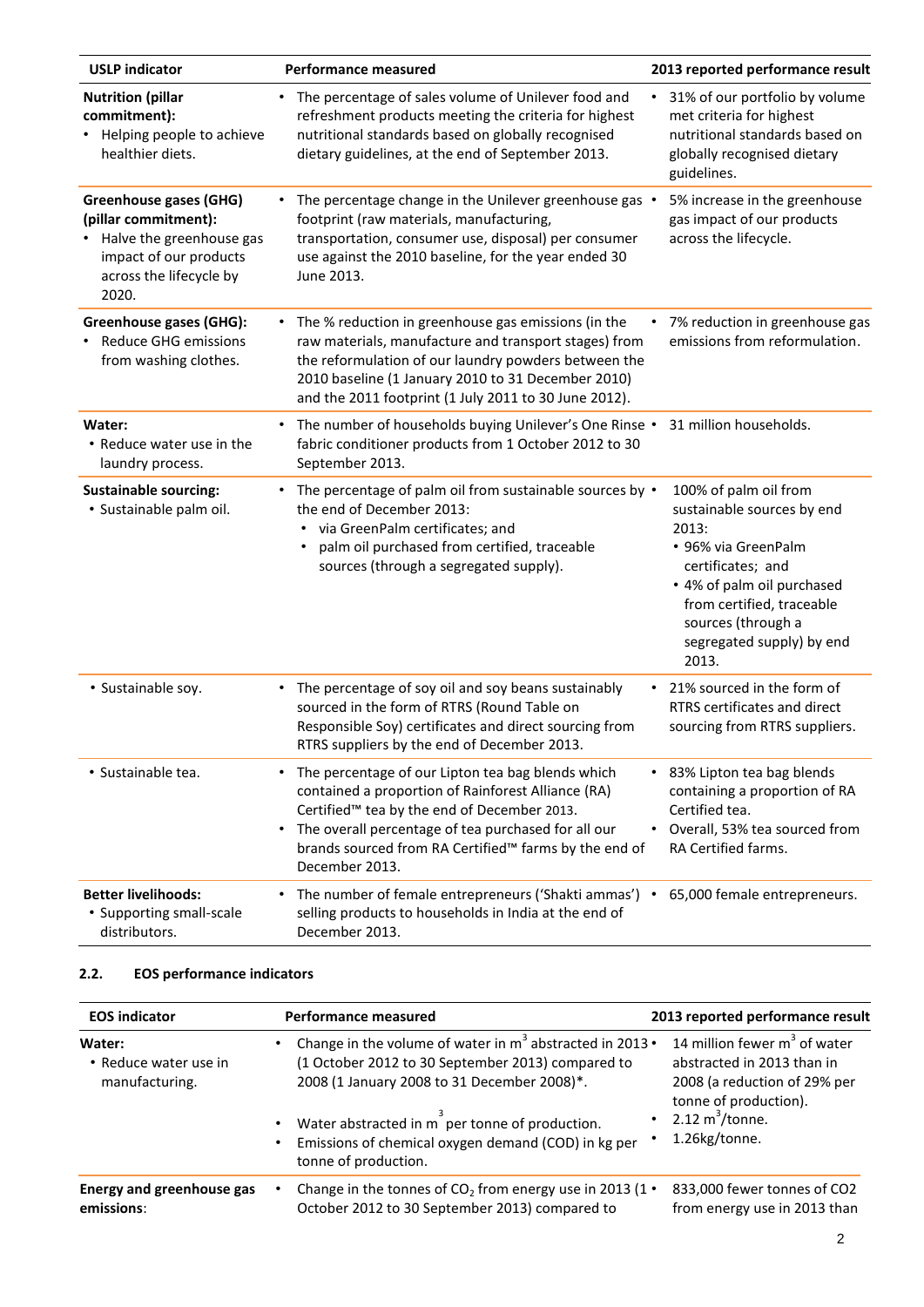| USLP indicator | Performance measured | 2013 reported performance result |
|---|---|---|
| **Nutrition (pillar commitment):**<br>• Helping people to achieve healthier diets. | • The percentage of sales volume of Unilever food and refreshment products meeting the criteria for highest nutritional standards based on globally recognised dietary guidelines, at the end of September 2013. | • 31% of our portfolio by volume met criteria for highest nutritional standards based on globally recognised dietary guidelines. |
| **Greenhouse gases (GHG) (pillar commitment):**<br>• Halve the greenhouse gas impact of our products across the lifecycle by 2020. | • The percentage change in the Unilever greenhouse gas footprint (raw materials, manufacturing, transportation, consumer use, disposal) per consumer use against the 2010 baseline, for the year ended 30 June 2013. | • 5% increase in the greenhouse gas impact of our products across the lifecycle. |
| **Greenhouse gases (GHG):**<br>• Reduce GHG emissions from washing clothes. | • The % reduction in greenhouse gas emissions (in the raw materials, manufacture and transport stages) from the reformulation of our laundry powders between the 2010 baseline (1 January 2010 to 31 December 2010) and the 2011 footprint (1 July 2011 to 30 June 2012). | • 7% reduction in greenhouse gas emissions from reformulation. |
| **Water:**<br>• Reduce water use in the laundry process. | • The number of households buying Unilever's One Rinse fabric conditioner products from 1 October 2012 to 30 September 2013. | • 31 million households. |
| **Sustainable sourcing:**<br>• Sustainable palm oil. | • The percentage of palm oil from sustainable sources by the end of December 2013:<br>  • via GreenPalm certificates; and<br>  • palm oil purchased from certified, traceable sources (through a segregated supply). | • 100% of palm oil from sustainable sources by end 2013:<br>  • 96% via GreenPalm certificates; and<br>  • 4% of palm oil purchased from certified, traceable sources (through a segregated supply) by end 2013. |
| • Sustainable soy. | • The percentage of soy oil and soy beans sustainably sourced in the form of RTRS (Round Table on Responsible Soy) certificates and direct sourcing from RTRS suppliers by the end of December 2013. | • 21% sourced in the form of RTRS certificates and direct sourcing from RTRS suppliers. |
| • Sustainable tea. | • The percentage of our Lipton tea bag blends which contained a proportion of Rainforest Alliance (RA) Certified™ tea by the end of December 2013.<br>• The overall percentage of tea purchased for all our brands sourced from RA Certified™ farms by the end of December 2013. | • 83% Lipton tea bag blends containing a proportion of RA Certified tea.<br>• Overall, 53% tea sourced from RA Certified farms. |
| **Better livelihoods:**<br>• Supporting small-scale distributors. | • The number of female entrepreneurs ('Shakti ammas') selling products to households in India at the end of December 2013. | • 65,000 female entrepreneurs. |

### 2.2. EOS performance indicators

| EOS indicator | Performance measured | 2013 reported performance result |
|---|---|---|
| **Water:**<br>• Reduce water use in manufacturing. | • Change in the volume of water in $m^3$ abstracted in 2013 (1 October 2012 to 30 September 2013) compared to 2008 (1 January 2008 to 31 December 2008)*.<br>• Water abstracted in $m^3$ per tonne of production.<br>• Emissions of chemical oxygen demand (COD) in kg per tonne of production. | • 14 million fewer $m^3$ of water abstracted in 2013 than in 2008 (a reduction of 29% per tonne of production).<br>• 2.12 $m^3$/tonne.<br>• 1.26kg/tonne. |
| **Energy and greenhouse gas emissions**: | • Change in the tonnes of $CO_2$ from energy use in 2013 (1 October 2012 to 30 September 2013) compared to | • 833,000 fewer tonnes of CO2 from energy use in 2013 than |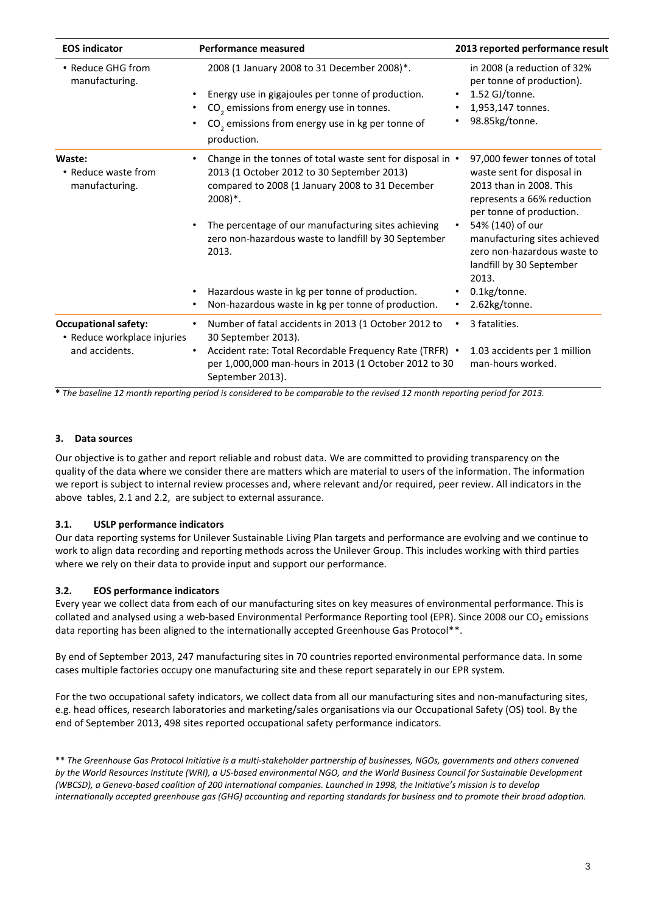| EOS indicator | Performance measured | 2013 reported performance result |
|---|---|---|
| • Reduce GHG from manufacturing. | 2008 (1 January 2008 to 31 December 2008)*.<br>• Energy use in gigajoules per tonne of production.<br>• $CO_2$ emissions from energy use in tonnes.<br>• $CO_2$ emissions from energy use in kg per tonne of production. | in 2008 (a reduction of 32% per tonne of production).<br>• 1.52 GJ/tonne.<br>• 1,953,147 tonnes.<br>• 98.85kg/tonne. |
| **Waste:**<br>• Reduce waste from manufacturing. | • Change in the tonnes of total waste sent for disposal in 2013 (1 October 2012 to 30 September 2013) compared to 2008 (1 January 2008 to 31 December 2008)*.<br>• The percentage of our manufacturing sites achieving zero non-hazardous waste to landfill by 30 September 2013.<br>• Hazardous waste in kg per tonne of production.<br>• Non-hazardous waste in kg per tonne of production. | • 97,000 fewer tonnes of total waste sent for disposal in 2013 than in 2008. This represents a 66% reduction per tonne of production.<br>• 54% (140) of our manufacturing sites achieved zero non-hazardous waste to landfill by 30 September 2013.<br>• 0.1kg/tonne.<br>• 2.62kg/tonne. |
| **Occupational safety:**<br>• Reduce workplace injuries and accidents. | • Number of fatal accidents in 2013 (1 October 2012 to 30 September 2013).<br>• Accident rate: Total Recordable Frequency Rate (TRFR) per 1,000,000 man-hours in 2013 (1 October 2012 to 30 September 2013). | • 3 fatalities.<br>• 1.03 accidents per 1 million man-hours worked. |

**\*** *The baseline 12 month reporting period is considered to be comparable to the revised 12 month reporting period for 2013.*

### 3. Data sources

Our objective is to gather and report reliable and robust data. We are committed to providing transparency on the quality of the data where we consider there are matters which are material to users of the information. The information we report is subject to internal review processes and, where relevant and/or required, peer review. All indicators in the above tables, 2.1 and 2.2, are subject to external assurance.

#### 3.1. USLP performance indicators

Our data reporting systems for Unilever Sustainable Living Plan targets and performance are evolving and we continue to work to align data recording and reporting methods across the Unilever Group. This includes working with third parties where we rely on their data to provide input and support our performance.

#### 3.2. EOS performance indicators

Every year we collect data from each of our manufacturing sites on key measures of environmental performance. This is collated and analysed using a web-based Environmental Performance Reporting tool (EPR). Since 2008 our $CO_2$ emissions data reporting has been aligned to the internationally accepted Greenhouse Gas Protocol**.

By end of September 2013, 247 manufacturing sites in 70 countries reported environmental performance data. In some cases multiple factories occupy one manufacturing site and these report separately in our EPR system.

For the two occupational safety indicators, we collect data from all our manufacturing sites and non-manufacturing sites, e.g. head offices, research laboratories and marketing/sales organisations via our Occupational Safety (OS) tool. By the end of September 2013, 498 sites reported occupational safety performance indicators.

** *The Greenhouse Gas Protocol Initiative is a multi-stakeholder partnership of businesses, NGOs, governments and others convened by the World Resources Institute (WRI), a US-based environmental NGO, and the World Business Council for Sustainable Development (WBCSD), a Geneva-based coalition of 200 international companies. Launched in 1998, the Initiative's mission is to develop internationally accepted greenhouse gas (GHG) accounting and reporting standards for business and to promote their broad adoption.*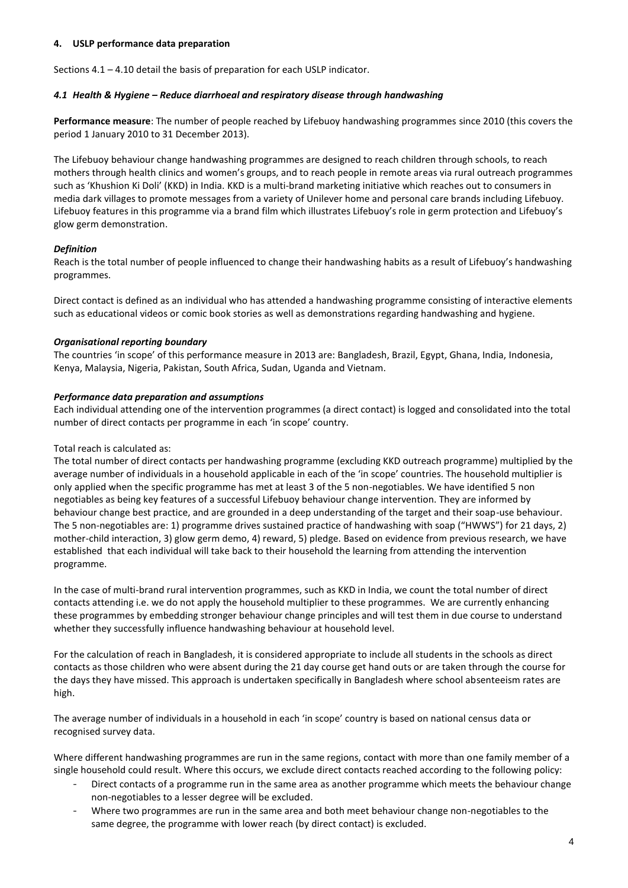## 4. USLP performance data preparation

Sections 4.1 – 4.10 detail the basis of preparation for each USLP indicator.

### *4.1 Health & Hygiene – Reduce diarrhoeal and respiratory disease through handwashing*

**Performance measure**: The number of people reached by Lifebuoy handwashing programmes since 2010 (this covers the period 1 January 2010 to 31 December 2013).

The Lifebuoy behaviour change handwashing programmes are designed to reach children through schools, to reach mothers through health clinics and women's groups, and to reach people in remote areas via rural outreach programmes such as 'Khushion Ki Doli' (KKD) in India. KKD is a multi-brand marketing initiative which reaches out to consumers in media dark villages to promote messages from a variety of Unilever home and personal care brands including Lifebuoy. Lifebuoy features in this programme via a brand film which illustrates Lifebuoy's role in germ protection and Lifebuoy's glow germ demonstration.

#### *Definition*

Reach is the total number of people influenced to change their handwashing habits as a result of Lifebuoy's handwashing programmes.

Direct contact is defined as an individual who has attended a handwashing programme consisting of interactive elements such as educational videos or comic book stories as well as demonstrations regarding handwashing and hygiene.

#### *Organisational reporting boundary*

The countries 'in scope' of this performance measure in 2013 are: Bangladesh, Brazil, Egypt, Ghana, India, Indonesia, Kenya, Malaysia, Nigeria, Pakistan, South Africa, Sudan, Uganda and Vietnam.

#### *Performance data preparation and assumptions*

Each individual attending one of the intervention programmes (a direct contact) is logged and consolidated into the total number of direct contacts per programme in each 'in scope' country.

Total reach is calculated as:
The total number of direct contacts per handwashing programme (excluding KKD outreach programme) multiplied by the average number of individuals in a household applicable in each of the 'in scope' countries. The household multiplier is only applied when the specific programme has met at least 3 of the 5 non-negotiables. We have identified 5 non negotiables as being key features of a successful Lifebuoy behaviour change intervention. They are informed by behaviour change best practice, and are grounded in a deep understanding of the target and their soap-use behaviour. The 5 non-negotiables are: 1) programme drives sustained practice of handwashing with soap ("HWWS") for 21 days, 2) mother-child interaction, 3) glow germ demo, 4) reward, 5) pledge. Based on evidence from previous research, we have established that each individual will take back to their household the learning from attending the intervention programme.

In the case of multi-brand rural intervention programmes, such as KKD in India, we count the total number of direct contacts attending i.e. we do not apply the household multiplier to these programmes. We are currently enhancing these programmes by embedding stronger behaviour change principles and will test them in due course to understand whether they successfully influence handwashing behaviour at household level.

For the calculation of reach in Bangladesh, it is considered appropriate to include all students in the schools as direct contacts as those children who were absent during the 21 day course get hand outs or are taken through the course for the days they have missed. This approach is undertaken specifically in Bangladesh where school absenteeism rates are high.

The average number of individuals in a household in each 'in scope' country is based on national census data or recognised survey data.

Where different handwashing programmes are run in the same regions, contact with more than one family member of a single household could result. Where this occurs, we exclude direct contacts reached according to the following policy:

- Direct contacts of a programme run in the same area as another programme which meets the behaviour change non-negotiables to a lesser degree will be excluded.
- Where two programmes are run in the same area and both meet behaviour change non-negotiables to the same degree, the programme with lower reach (by direct contact) is excluded.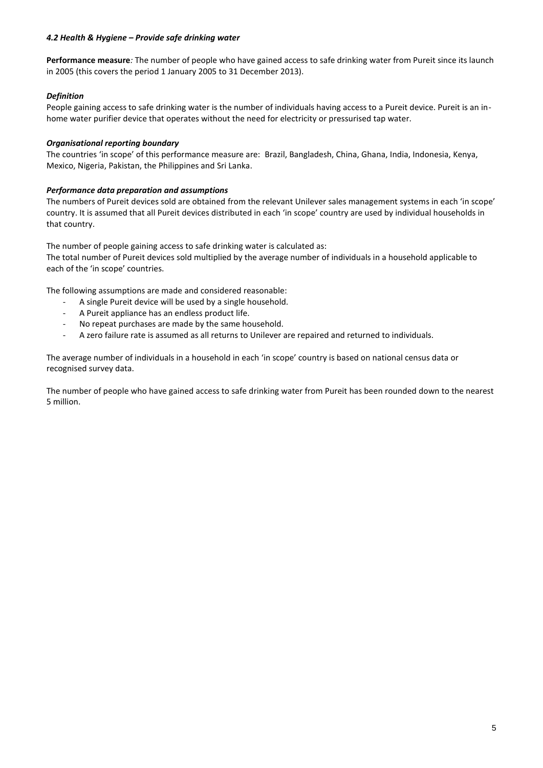#### *4.2 Health & Hygiene – Provide safe drinking water*

**Performance measure***:* The number of people who have gained access to safe drinking water from Pureit since its launch in 2005 (this covers the period 1 January 2005 to 31 December 2013).

***Definition***

People gaining access to safe drinking water is the number of individuals having access to a Pureit device. Pureit is an in-home water purifier device that operates without the need for electricity or pressurised tap water.

***Organisational reporting boundary***

The countries 'in scope' of this performance measure are: Brazil, Bangladesh, China, Ghana, India, Indonesia, Kenya, Mexico, Nigeria, Pakistan, the Philippines and Sri Lanka.

***Performance data preparation and assumptions***

The numbers of Pureit devices sold are obtained from the relevant Unilever sales management systems in each 'in scope' country. It is assumed that all Pureit devices distributed in each 'in scope' country are used by individual households in that country.

The number of people gaining access to safe drinking water is calculated as:
The total number of Pureit devices sold multiplied by the average number of individuals in a household applicable to each of the 'in scope' countries.

The following assumptions are made and considered reasonable:

- A single Pureit device will be used by a single household.
- A Pureit appliance has an endless product life.
- No repeat purchases are made by the same household.
- A zero failure rate is assumed as all returns to Unilever are repaired and returned to individuals.

The average number of individuals in a household in each 'in scope' country is based on national census data or recognised survey data.

The number of people who have gained access to safe drinking water from Pureit has been rounded down to the nearest 5 million.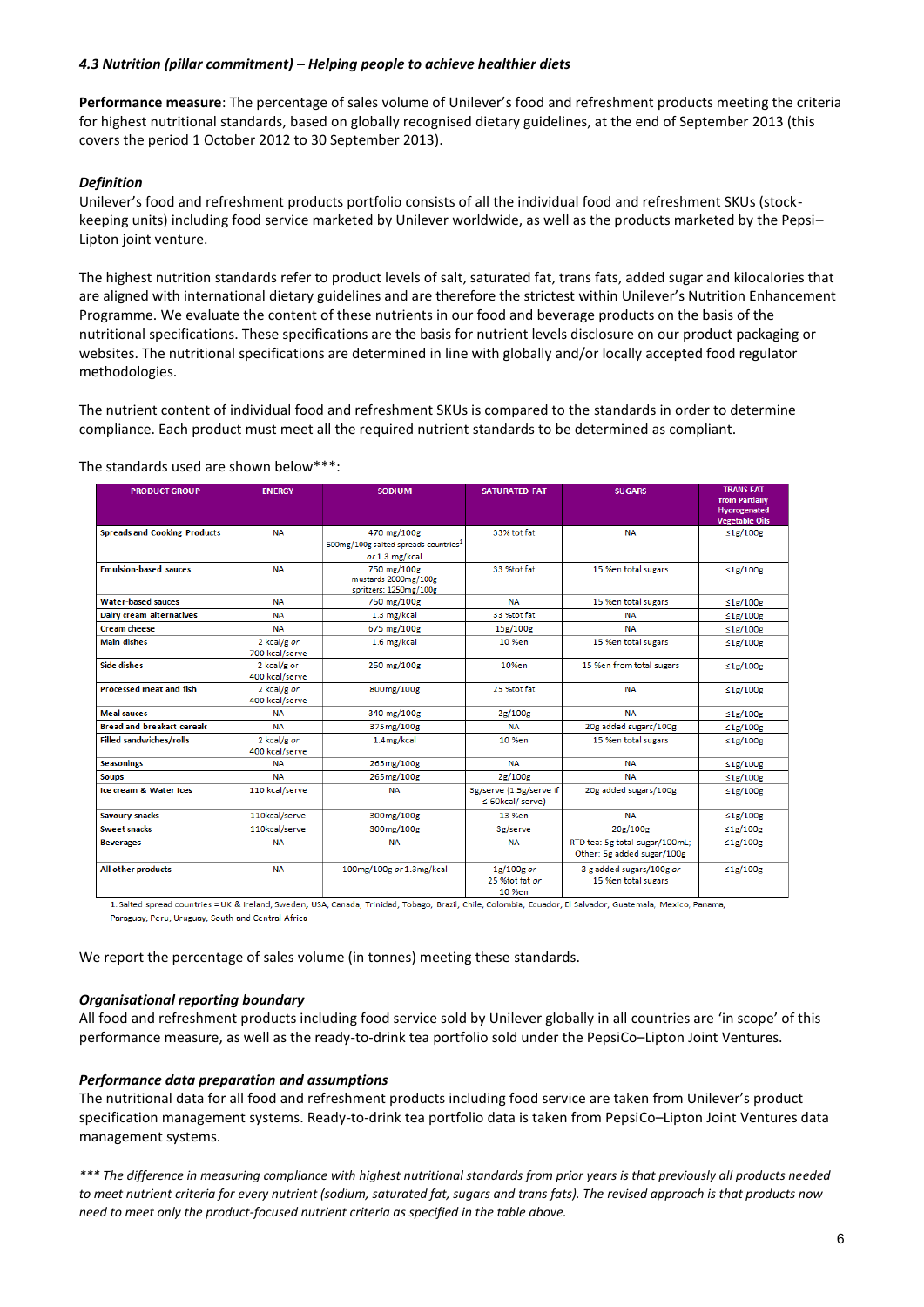### *4.3 Nutrition (pillar commitment) – Helping people to achieve healthier diets*

**Performance measure**: The percentage of sales volume of Unilever's food and refreshment products meeting the criteria for highest nutritional standards, based on globally recognised dietary guidelines, at the end of September 2013 (this covers the period 1 October 2012 to 30 September 2013).

#### *Definition*

Unilever's food and refreshment products portfolio consists of all the individual food and refreshment SKUs (stock-keeping units) including food service marketed by Unilever worldwide, as well as the products marketed by the Pepsi–Lipton joint venture.

The highest nutrition standards refer to product levels of salt, saturated fat, trans fats, added sugar and kilocalories that are aligned with international dietary guidelines and are therefore the strictest within Unilever's Nutrition Enhancement Programme. We evaluate the content of these nutrients in our food and beverage products on the basis of the nutritional specifications. These specifications are the basis for nutrient levels disclosure on our product packaging or websites. The nutritional specifications are determined in line with globally and/or locally accepted food regulator methodologies.

The nutrient content of individual food and refreshment SKUs is compared to the standards in order to determine compliance. Each product must meet all the required nutrient standards to be determined as compliant.

The standards used are shown below***:

| PRODUCT GROUP | ENERGY | SODIUM | SATURATED FAT | SUGARS | TRANS FAT from Partially Hydrogenated Vegetable Oils |
|---|---|---|---|---|---|
| Spreads and Cooking Products | NA | 470 mg/100g 600mg/100g salted spreads countries[1] or 1.3 mg/kcal | 33% tot fat | NA | ≤1g/100g |
| Emulsion-based sauces | NA | 750 mg/100g mustards 2000mg/100g spritzers: 1250mg/100g | 33 %tot fat | 15 %en total sugars | ≤1g/100g |
| Water-based sauces | NA | 750 mg/100g | NA | 15 %en total sugars | ≤1g/100g |
| Dairy cream alternatives | NA | 1.3 mg/kcal | 33 %tot fat | NA | ≤1g/100g |
| Cream cheese | NA | 675 mg/100g | 15g/100g | NA | ≤1g/100g |
| Main dishes | 2 kcal/g or 700 kcal/serve | 1.6 mg/kcal | 10 %en | 15 %en total sugars | ≤1g/100g |
| Side dishes | 2 kcal/g or 400 kcal/serve | 250 mg/100g | 10%en | 15 %en from total sugars | ≤1g/100g |
| Processed meat and fish | 2 kcal/g or 400 kcal/serve | 800mg/100g | 25 %tot fat | NA | ≤1g/100g |
| Meal sauces | NA | 340 mg/100g | 2g/100g | NA | ≤1g/100g |
| Bread and breakfast cereals | NA | 375mg/100g | NA | 20g added sugars/100g | ≤1g/100g |
| Filled sandwiches/rolls | 2 kcal/g or 400 kcal/serve | 1.4mg/kcal | 10 %en | 15 %en total sugars | ≤1g/100g |
| Seasonings | NA | 265mg/100g | NA | NA | ≤1g/100g |
| Soups | NA | 265mg/100g | 2g/100g | NA | ≤1g/100g |
| Ice cream & Water Ices | 110 kcal/serve | NA | 3g/serve (1.5g/serve if ≤ 60kcal/ serve) | 20g added sugars/100g | ≤1g/100g |
| Savoury snacks | 110kcal/serve | 300mg/100g | 13 %en | NA | ≤1g/100g |
| Sweet snacks | 110kcal/serve | 300mg/100g | 3g/serve | 20g/100g | ≤1g/100g |
| Beverages | NA | NA | NA | RTD tea: 5g total sugar/100mL; Other: 5g added sugar/100g | ≤1g/100g |
| All other products | NA | 100mg/100g or 1.3mg/kcal | 1g/100g or 25 %tot fat or 10 %en | 3 g added sugars/100g or 15 %en total sugars | ≤1g/100g |

1. Salted spread countries = UK & Ireland, Sweden, USA, Canada, Trinidad, Tobago, Brazil, Chile, Colombia, Ecuador, El Salvador, Guatemala, Mexico, Panama, Paraguay, Peru, Uruguay, South and Central Africa

We report the percentage of sales volume (in tonnes) meeting these standards.

#### *Organisational reporting boundary*

All food and refreshment products including food service sold by Unilever globally in all countries are 'in scope' of this performance measure, as well as the ready-to-drink tea portfolio sold under the PepsiCo–Lipton Joint Ventures.

#### *Performance data preparation and assumptions*

The nutritional data for all food and refreshment products including food service are taken from Unilever's product specification management systems. Ready-to-drink tea portfolio data is taken from PepsiCo–Lipton Joint Ventures data management systems.

**\*** *The difference in measuring compliance with highest nutritional standards from prior years is that previously all products needed to meet nutrient criteria for every nutrient (sodium, saturated fat, sugars and trans fats). The revised approach is that products now need to meet only the product-focused nutrient criteria as specified in the table above.*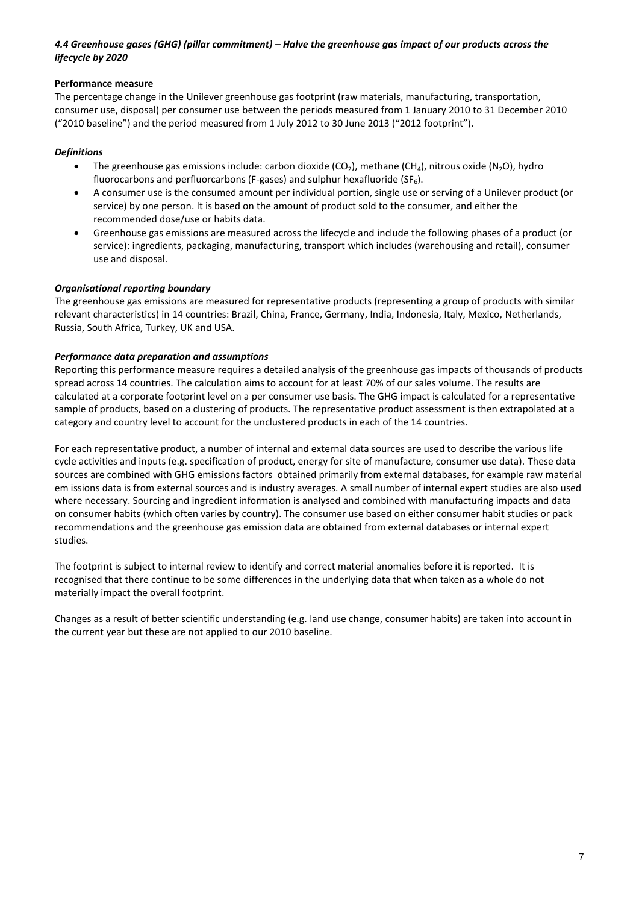### *4.4 Greenhouse gases (GHG) (pillar commitment) – Halve the greenhouse gas impact of our products across the lifecycle by 2020*

**Performance measure**

The percentage change in the Unilever greenhouse gas footprint (raw materials, manufacturing, transportation, consumer use, disposal) per consumer use between the periods measured from 1 January 2010 to 31 December 2010 ("2010 baseline") and the period measured from 1 July 2012 to 30 June 2013 ("2012 footprint").

***Definitions***

- The greenhouse gas emissions include: carbon dioxide ($CO_2$), methane ($CH_4$), nitrous oxide ($N_2O$), hydro fluorocarbons and perfluorcarbons (F-gases) and sulphur hexafluoride ($SF_6$).
- A consumer use is the consumed amount per individual portion, single use or serving of a Unilever product (or service) by one person. It is based on the amount of product sold to the consumer, and either the recommended dose/use or habits data.
- Greenhouse gas emissions are measured across the lifecycle and include the following phases of a product (or service): ingredients, packaging, manufacturing, transport which includes (warehousing and retail), consumer use and disposal.

***Organisational reporting boundary***

The greenhouse gas emissions are measured for representative products (representing a group of products with similar relevant characteristics) in 14 countries: Brazil, China, France, Germany, India, Indonesia, Italy, Mexico, Netherlands, Russia, South Africa, Turkey, UK and USA.

***Performance data preparation and assumptions***

Reporting this performance measure requires a detailed analysis of the greenhouse gas impacts of thousands of products spread across 14 countries. The calculation aims to account for at least 70% of our sales volume. The results are calculated at a corporate footprint level on a per consumer use basis. The GHG impact is calculated for a representative sample of products, based on a clustering of products. The representative product assessment is then extrapolated at a category and country level to account for the unclustered products in each of the 14 countries.

For each representative product, a number of internal and external data sources are used to describe the various life cycle activities and inputs (e.g. specification of product, energy for site of manufacture, consumer use data). These data sources are combined with GHG emissions factors obtained primarily from external databases, for example raw material em issions data is from external sources and is industry averages. A small number of internal expert studies are also used where necessary. Sourcing and ingredient information is analysed and combined with manufacturing impacts and data on consumer habits (which often varies by country). The consumer use based on either consumer habit studies or pack recommendations and the greenhouse gas emission data are obtained from external databases or internal expert studies.

The footprint is subject to internal review to identify and correct material anomalies before it is reported. It is recognised that there continue to be some differences in the underlying data that when taken as a whole do not materially impact the overall footprint.

Changes as a result of better scientific understanding (e.g. land use change, consumer habits) are taken into account in the current year but these are not applied to our 2010 baseline.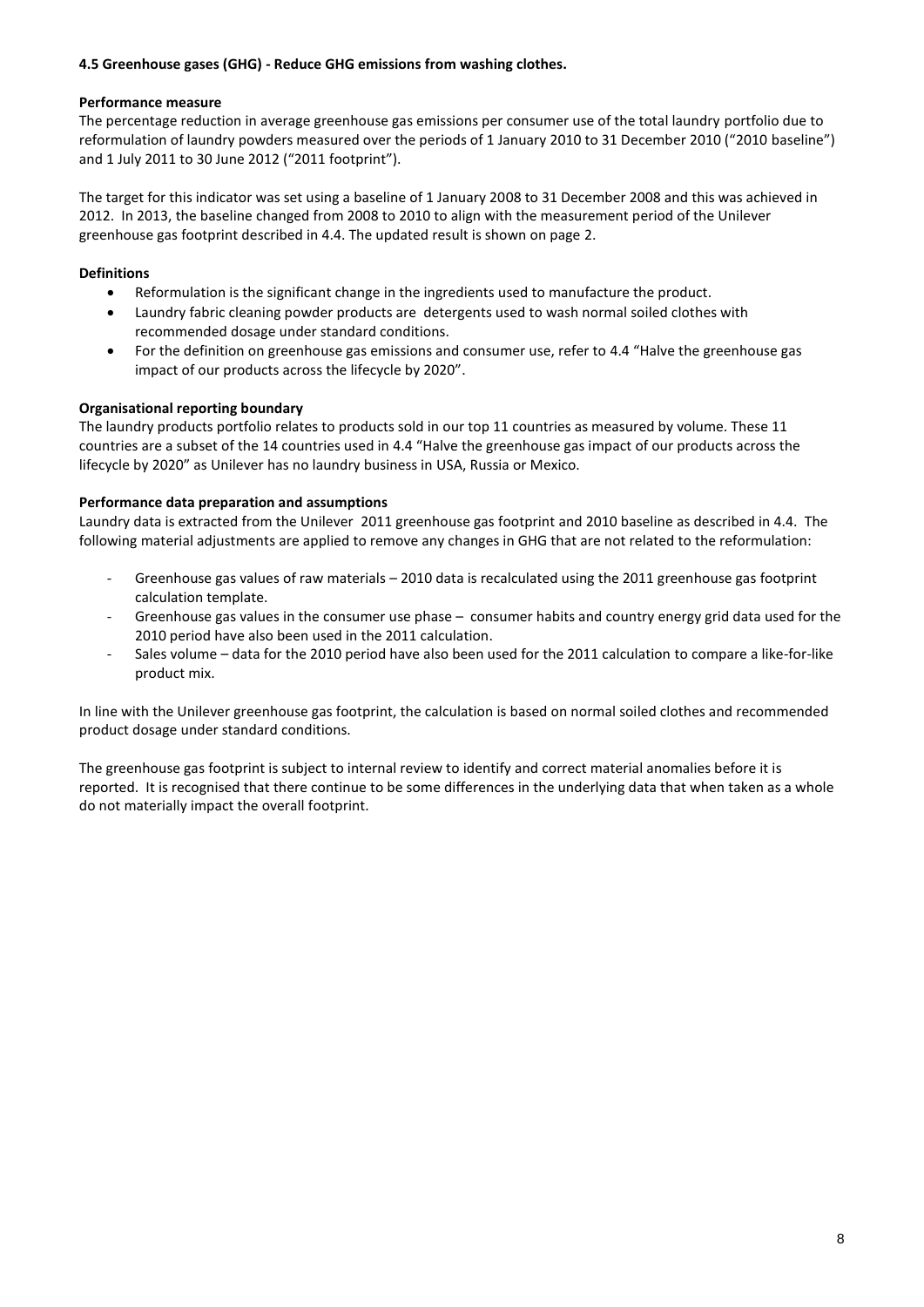**4.5 Greenhouse gases (GHG) - Reduce GHG emissions from washing clothes.**

**Performance measure**

The percentage reduction in average greenhouse gas emissions per consumer use of the total laundry portfolio due to reformulation of laundry powders measured over the periods of 1 January 2010 to 31 December 2010 ("2010 baseline") and 1 July 2011 to 30 June 2012 ("2011 footprint").

The target for this indicator was set using a baseline of 1 January 2008 to 31 December 2008 and this was achieved in 2012. In 2013, the baseline changed from 2008 to 2010 to align with the measurement period of the Unilever greenhouse gas footprint described in 4.4. The updated result is shown on page 2.

**Definitions**

- Reformulation is the significant change in the ingredients used to manufacture the product.
- Laundry fabric cleaning powder products are detergents used to wash normal soiled clothes with recommended dosage under standard conditions.
- For the definition on greenhouse gas emissions and consumer use, refer to 4.4 "Halve the greenhouse gas impact of our products across the lifecycle by 2020".

**Organisational reporting boundary**

The laundry products portfolio relates to products sold in our top 11 countries as measured by volume. These 11 countries are a subset of the 14 countries used in 4.4 "Halve the greenhouse gas impact of our products across the lifecycle by 2020" as Unilever has no laundry business in USA, Russia or Mexico.

**Performance data preparation and assumptions**

Laundry data is extracted from the Unilever 2011 greenhouse gas footprint and 2010 baseline as described in 4.4. The following material adjustments are applied to remove any changes in GHG that are not related to the reformulation:

- Greenhouse gas values of raw materials – 2010 data is recalculated using the 2011 greenhouse gas footprint calculation template.
- Greenhouse gas values in the consumer use phase – consumer habits and country energy grid data used for the 2010 period have also been used in the 2011 calculation.
- Sales volume – data for the 2010 period have also been used for the 2011 calculation to compare a like-for-like product mix.

In line with the Unilever greenhouse gas footprint, the calculation is based on normal soiled clothes and recommended product dosage under standard conditions.

The greenhouse gas footprint is subject to internal review to identify and correct material anomalies before it is reported. It is recognised that there continue to be some differences in the underlying data that when taken as a whole do not materially impact the overall footprint.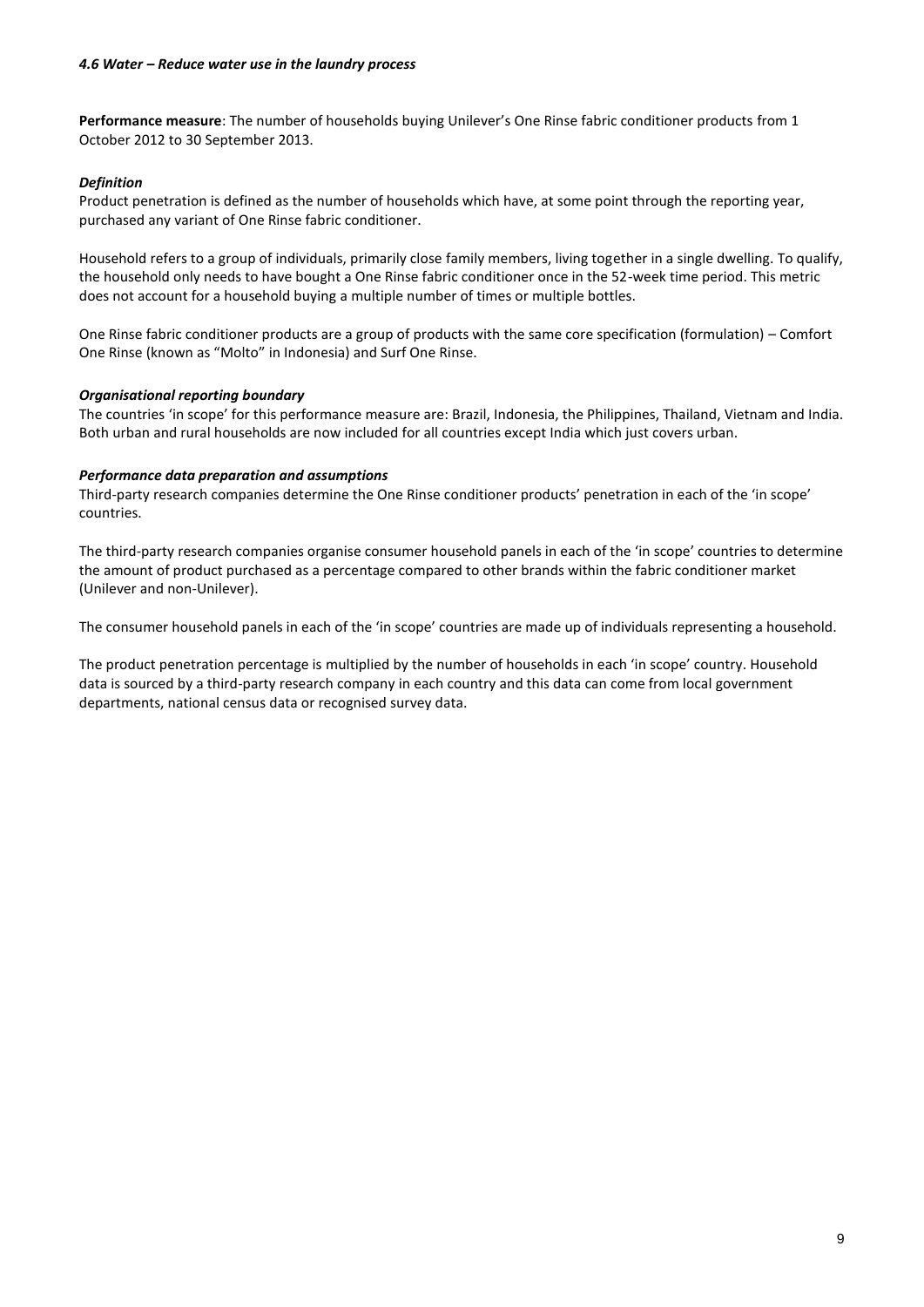### *4.6 Water – Reduce water use in the laundry process*

**Performance measure**: The number of households buying Unilever's One Rinse fabric conditioner products from 1 October 2012 to 30 September 2013.

#### *Definition*

Product penetration is defined as the number of households which have, at some point through the reporting year, purchased any variant of One Rinse fabric conditioner.

Household refers to a group of individuals, primarily close family members, living together in a single dwelling. To qualify, the household only needs to have bought a One Rinse fabric conditioner once in the 52-week time period. This metric does not account for a household buying a multiple number of times or multiple bottles.

One Rinse fabric conditioner products are a group of products with the same core specification (formulation) – Comfort One Rinse (known as "Molto" in Indonesia) and Surf One Rinse.

#### *Organisational reporting boundary*

The countries 'in scope' for this performance measure are: Brazil, Indonesia, the Philippines, Thailand, Vietnam and India. Both urban and rural households are now included for all countries except India which just covers urban.

#### *Performance data preparation and assumptions*

Third-party research companies determine the One Rinse conditioner products' penetration in each of the 'in scope' countries.

The third-party research companies organise consumer household panels in each of the 'in scope' countries to determine the amount of product purchased as a percentage compared to other brands within the fabric conditioner market (Unilever and non-Unilever).

The consumer household panels in each of the 'in scope' countries are made up of individuals representing a household.

The product penetration percentage is multiplied by the number of households in each 'in scope' country. Household data is sourced by a third-party research company in each country and this data can come from local government departments, national census data or recognised survey data.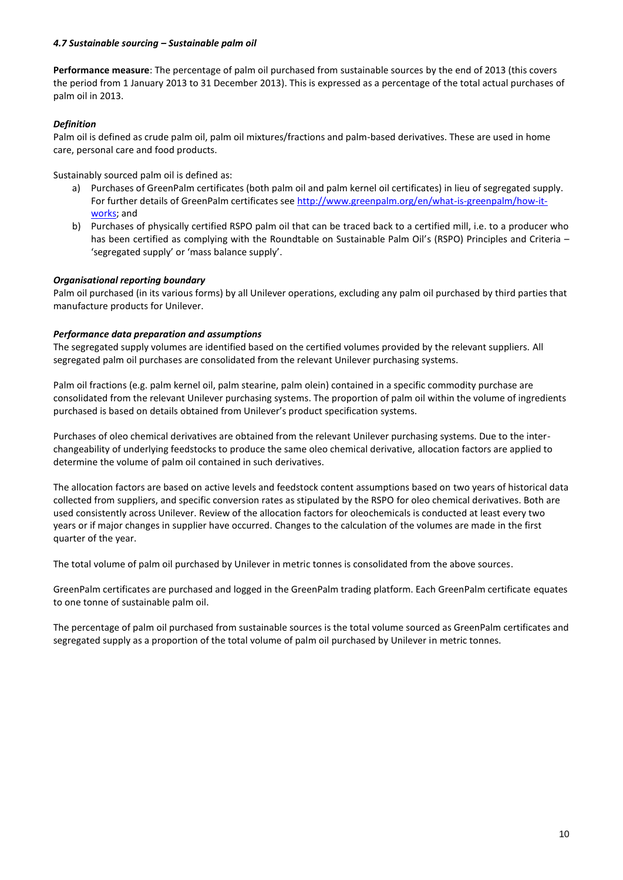#### *4.7 Sustainable sourcing – Sustainable palm oil*

**Performance measure**: The percentage of palm oil purchased from sustainable sources by the end of 2013 (this covers the period from 1 January 2013 to 31 December 2013). This is expressed as a percentage of the total actual purchases of palm oil in 2013.

***Definition***

Palm oil is defined as crude palm oil, palm oil mixtures/fractions and palm-based derivatives. These are used in home care, personal care and food products.

Sustainably sourced palm oil is defined as:

a) Purchases of GreenPalm certificates (both palm oil and palm kernel oil certificates) in lieu of segregated supply. For further details of GreenPalm certificates see [http://www.greenpalm.org/en/what-is-greenpalm/how-it-works](http://www.greenpalm.org/en/what-is-greenpalm/how-it-works); and
b) Purchases of physically certified RSPO palm oil that can be traced back to a certified mill, i.e. to a producer who has been certified as complying with the Roundtable on Sustainable Palm Oil's (RSPO) Principles and Criteria – 'segregated supply' or 'mass balance supply'.

***Organisational reporting boundary***

Palm oil purchased (in its various forms) by all Unilever operations, excluding any palm oil purchased by third parties that manufacture products for Unilever.

***Performance data preparation and assumptions***

The segregated supply volumes are identified based on the certified volumes provided by the relevant suppliers. All segregated palm oil purchases are consolidated from the relevant Unilever purchasing systems.

Palm oil fractions (e.g. palm kernel oil, palm stearine, palm olein) contained in a specific commodity purchase are consolidated from the relevant Unilever purchasing systems. The proportion of palm oil within the volume of ingredients purchased is based on details obtained from Unilever's product specification systems.

Purchases of oleo chemical derivatives are obtained from the relevant Unilever purchasing systems. Due to the inter-changeability of underlying feedstocks to produce the same oleo chemical derivative, allocation factors are applied to determine the volume of palm oil contained in such derivatives.

The allocation factors are based on active levels and feedstock content assumptions based on two years of historical data collected from suppliers, and specific conversion rates as stipulated by the RSPO for oleo chemical derivatives. Both are used consistently across Unilever. Review of the allocation factors for oleochemicals is conducted at least every two years or if major changes in supplier have occurred. Changes to the calculation of the volumes are made in the first quarter of the year.

The total volume of palm oil purchased by Unilever in metric tonnes is consolidated from the above sources.

GreenPalm certificates are purchased and logged in the GreenPalm trading platform. Each GreenPalm certificate equates to one tonne of sustainable palm oil.

The percentage of palm oil purchased from sustainable sources is the total volume sourced as GreenPalm certificates and segregated supply as a proportion of the total volume of palm oil purchased by Unilever in metric tonnes.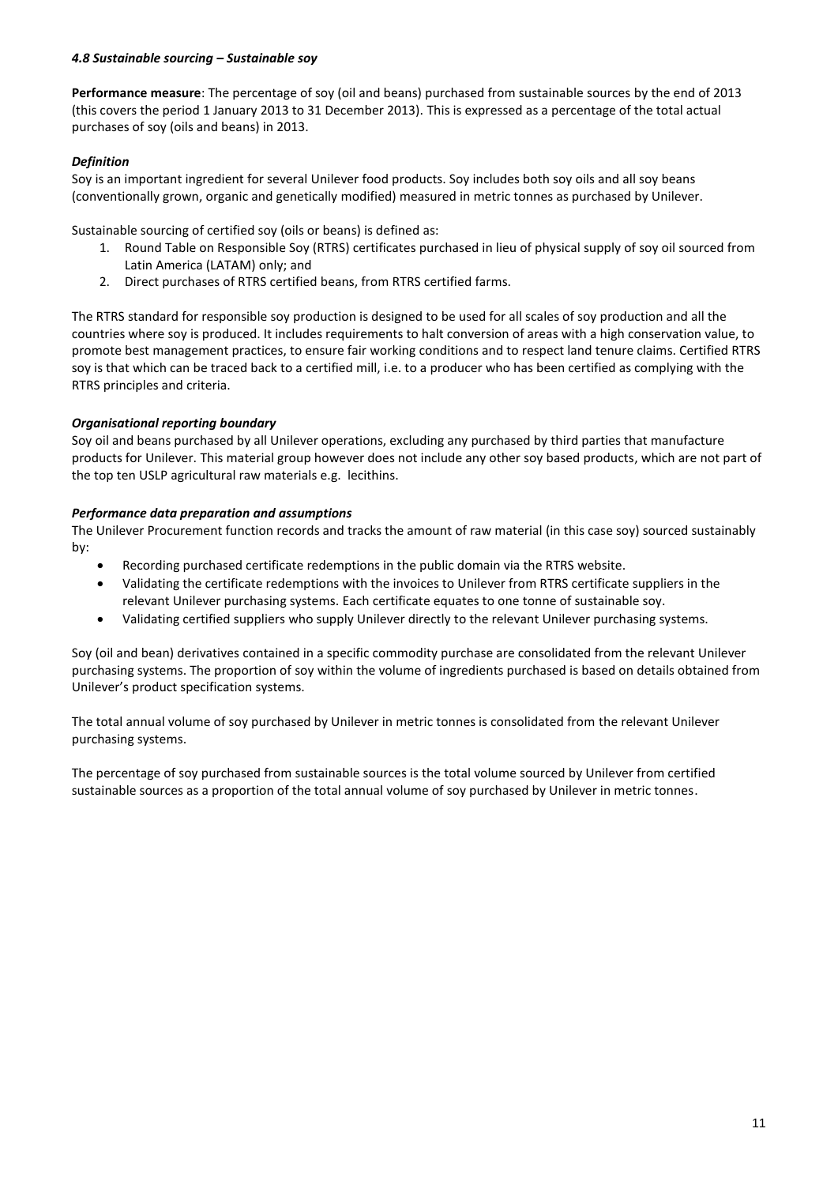#### *4.8 Sustainable sourcing – Sustainable soy*

**Performance measure**: The percentage of soy (oil and beans) purchased from sustainable sources by the end of 2013 (this covers the period 1 January 2013 to 31 December 2013). This is expressed as a percentage of the total actual purchases of soy (oils and beans) in 2013.

#### *Definition*

Soy is an important ingredient for several Unilever food products. Soy includes both soy oils and all soy beans (conventionally grown, organic and genetically modified) measured in metric tonnes as purchased by Unilever.

Sustainable sourcing of certified soy (oils or beans) is defined as:

1. Round Table on Responsible Soy (RTRS) certificates purchased in lieu of physical supply of soy oil sourced from Latin America (LATAM) only; and
2. Direct purchases of RTRS certified beans, from RTRS certified farms.

The RTRS standard for responsible soy production is designed to be used for all scales of soy production and all the countries where soy is produced. It includes requirements to halt conversion of areas with a high conservation value, to promote best management practices, to ensure fair working conditions and to respect land tenure claims. Certified RTRS soy is that which can be traced back to a certified mill, i.e. to a producer who has been certified as complying with the RTRS principles and criteria.

#### *Organisational reporting boundary*

Soy oil and beans purchased by all Unilever operations, excluding any purchased by third parties that manufacture products for Unilever. This material group however does not include any other soy based products, which are not part of the top ten USLP agricultural raw materials e.g. lecithins.

#### *Performance data preparation and assumptions*

The Unilever Procurement function records and tracks the amount of raw material (in this case soy) sourced sustainably by:

- Recording purchased certificate redemptions in the public domain via the RTRS website.
- Validating the certificate redemptions with the invoices to Unilever from RTRS certificate suppliers in the relevant Unilever purchasing systems. Each certificate equates to one tonne of sustainable soy.
- Validating certified suppliers who supply Unilever directly to the relevant Unilever purchasing systems.

Soy (oil and bean) derivatives contained in a specific commodity purchase are consolidated from the relevant Unilever purchasing systems. The proportion of soy within the volume of ingredients purchased is based on details obtained from Unilever's product specification systems.

The total annual volume of soy purchased by Unilever in metric tonnes is consolidated from the relevant Unilever purchasing systems.

The percentage of soy purchased from sustainable sources is the total volume sourced by Unilever from certified sustainable sources as a proportion of the total annual volume of soy purchased by Unilever in metric tonnes.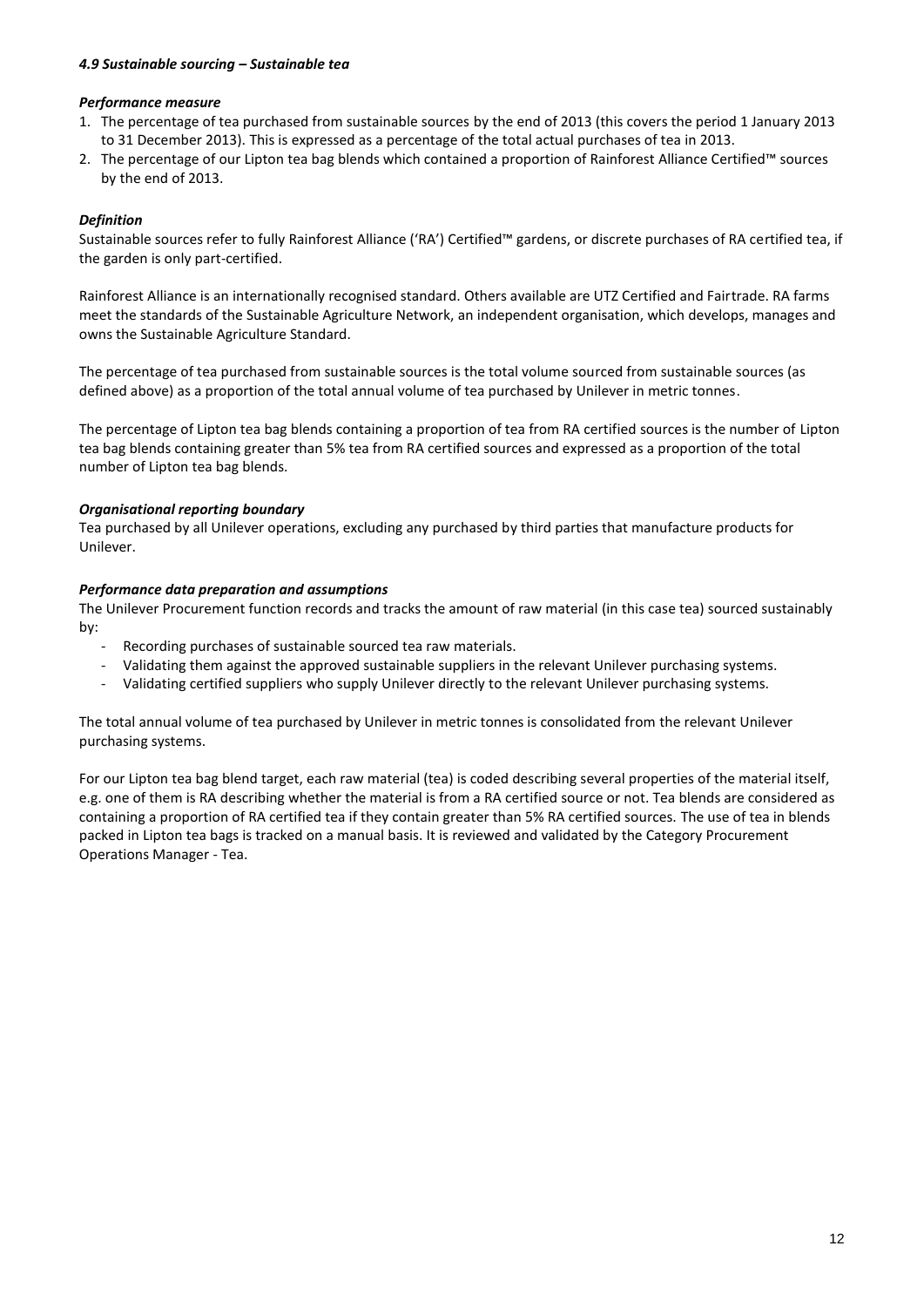#### *4.9 Sustainable sourcing – Sustainable tea*

***Performance measure***

1. The percentage of tea purchased from sustainable sources by the end of 2013 (this covers the period 1 January 2013 to 31 December 2013). This is expressed as a percentage of the total actual purchases of tea in 2013.
2. The percentage of our Lipton tea bag blends which contained a proportion of Rainforest Alliance Certified™ sources by the end of 2013.

***Definition***

Sustainable sources refer to fully Rainforest Alliance ('RA') Certified™ gardens, or discrete purchases of RA certified tea, if the garden is only part-certified.

Rainforest Alliance is an internationally recognised standard. Others available are UTZ Certified and Fairtrade. RA farms meet the standards of the Sustainable Agriculture Network, an independent organisation, which develops, manages and owns the Sustainable Agriculture Standard.

The percentage of tea purchased from sustainable sources is the total volume sourced from sustainable sources (as defined above) as a proportion of the total annual volume of tea purchased by Unilever in metric tonnes.

The percentage of Lipton tea bag blends containing a proportion of tea from RA certified sources is the number of Lipton tea bag blends containing greater than 5% tea from RA certified sources and expressed as a proportion of the total number of Lipton tea bag blends.

***Organisational reporting boundary***

Tea purchased by all Unilever operations, excluding any purchased by third parties that manufacture products for Unilever.

***Performance data preparation and assumptions***

The Unilever Procurement function records and tracks the amount of raw material (in this case tea) sourced sustainably by:

- Recording purchases of sustainable sourced tea raw materials.
- Validating them against the approved sustainable suppliers in the relevant Unilever purchasing systems.
- Validating certified suppliers who supply Unilever directly to the relevant Unilever purchasing systems.

The total annual volume of tea purchased by Unilever in metric tonnes is consolidated from the relevant Unilever purchasing systems.

For our Lipton tea bag blend target, each raw material (tea) is coded describing several properties of the material itself, e.g. one of them is RA describing whether the material is from a RA certified source or not. Tea blends are considered as containing a proportion of RA certified tea if they contain greater than 5% RA certified sources. The use of tea in blends packed in Lipton tea bags is tracked on a manual basis. It is reviewed and validated by the Category Procurement Operations Manager - Tea.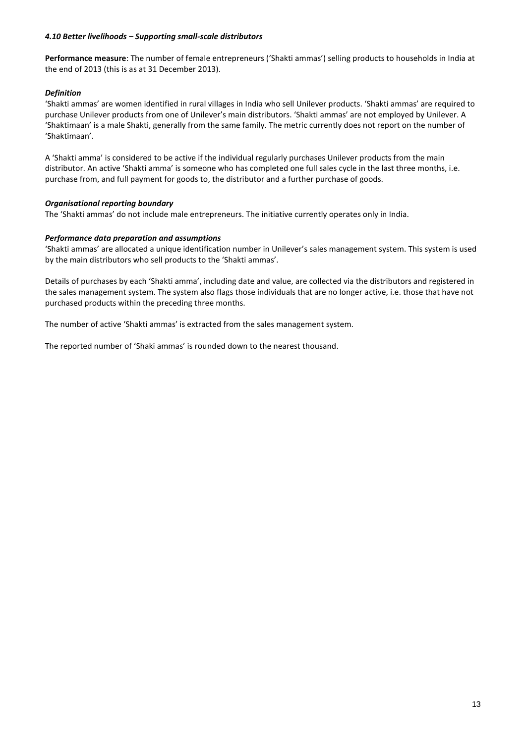#### *4.10 Better livelihoods – Supporting small-scale distributors*

**Performance measure**: The number of female entrepreneurs ('Shakti ammas') selling products to households in India at the end of 2013 (this is as at 31 December 2013).

***Definition***

'Shakti ammas' are women identified in rural villages in India who sell Unilever products. 'Shakti ammas' are required to purchase Unilever products from one of Unilever's main distributors. 'Shakti ammas' are not employed by Unilever. A 'Shaktimaan' is a male Shakti, generally from the same family. The metric currently does not report on the number of 'Shaktimaan'.

A 'Shakti amma' is considered to be active if the individual regularly purchases Unilever products from the main distributor. An active 'Shakti amma' is someone who has completed one full sales cycle in the last three months, i.e. purchase from, and full payment for goods to, the distributor and a further purchase of goods.

***Organisational reporting boundary***

The 'Shakti ammas' do not include male entrepreneurs. The initiative currently operates only in India.

***Performance data preparation and assumptions***

'Shakti ammas' are allocated a unique identification number in Unilever's sales management system. This system is used by the main distributors who sell products to the 'Shakti ammas'.

Details of purchases by each 'Shakti amma', including date and value, are collected via the distributors and registered in the sales management system. The system also flags those individuals that are no longer active, i.e. those that have not purchased products within the preceding three months.

The number of active 'Shakti ammas' is extracted from the sales management system.

The reported number of 'Shaki ammas' is rounded down to the nearest thousand.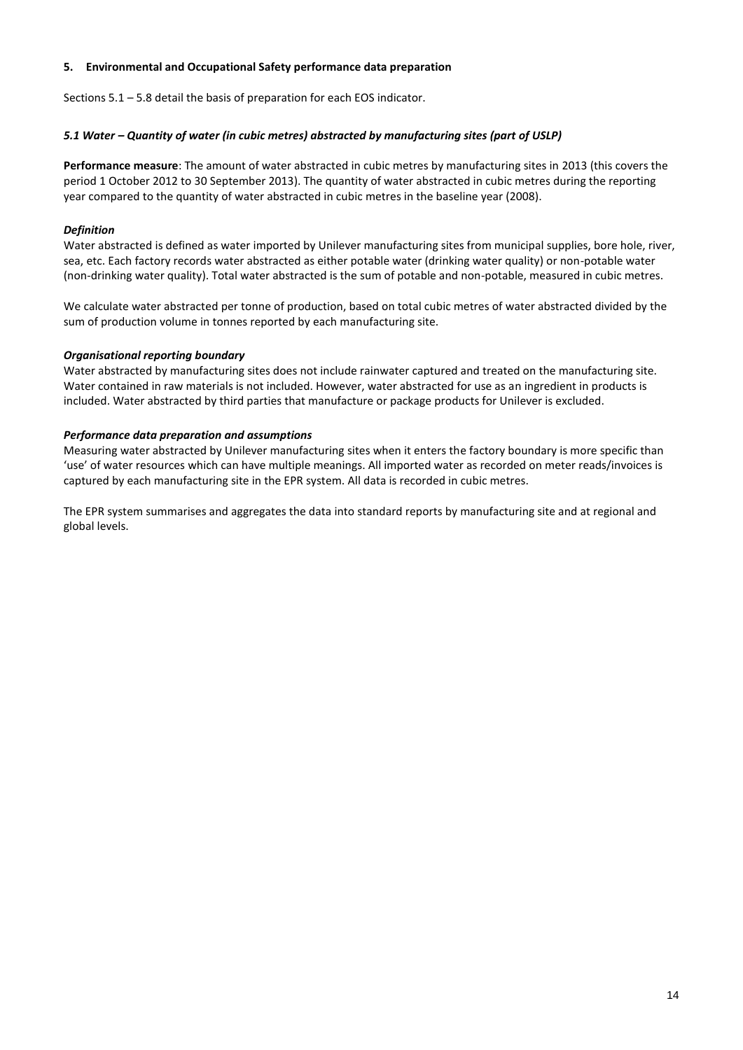## 5. Environmental and Occupational Safety performance data preparation

Sections 5.1 – 5.8 detail the basis of preparation for each EOS indicator.

### *5.1 Water – Quantity of water (in cubic metres) abstracted by manufacturing sites (part of USLP)*

**Performance measure**: The amount of water abstracted in cubic metres by manufacturing sites in 2013 (this covers the period 1 October 2012 to 30 September 2013). The quantity of water abstracted in cubic metres during the reporting year compared to the quantity of water abstracted in cubic metres in the baseline year (2008).

#### *Definition*

Water abstracted is defined as water imported by Unilever manufacturing sites from municipal supplies, bore hole, river, sea, etc. Each factory records water abstracted as either potable water (drinking water quality) or non-potable water (non-drinking water quality). Total water abstracted is the sum of potable and non-potable, measured in cubic metres.

We calculate water abstracted per tonne of production, based on total cubic metres of water abstracted divided by the sum of production volume in tonnes reported by each manufacturing site.

#### *Organisational reporting boundary*

Water abstracted by manufacturing sites does not include rainwater captured and treated on the manufacturing site. Water contained in raw materials is not included. However, water abstracted for use as an ingredient in products is included. Water abstracted by third parties that manufacture or package products for Unilever is excluded.

#### *Performance data preparation and assumptions*

Measuring water abstracted by Unilever manufacturing sites when it enters the factory boundary is more specific than 'use' of water resources which can have multiple meanings. All imported water as recorded on meter reads/invoices is captured by each manufacturing site in the EPR system. All data is recorded in cubic metres.

The EPR system summarises and aggregates the data into standard reports by manufacturing site and at regional and global levels.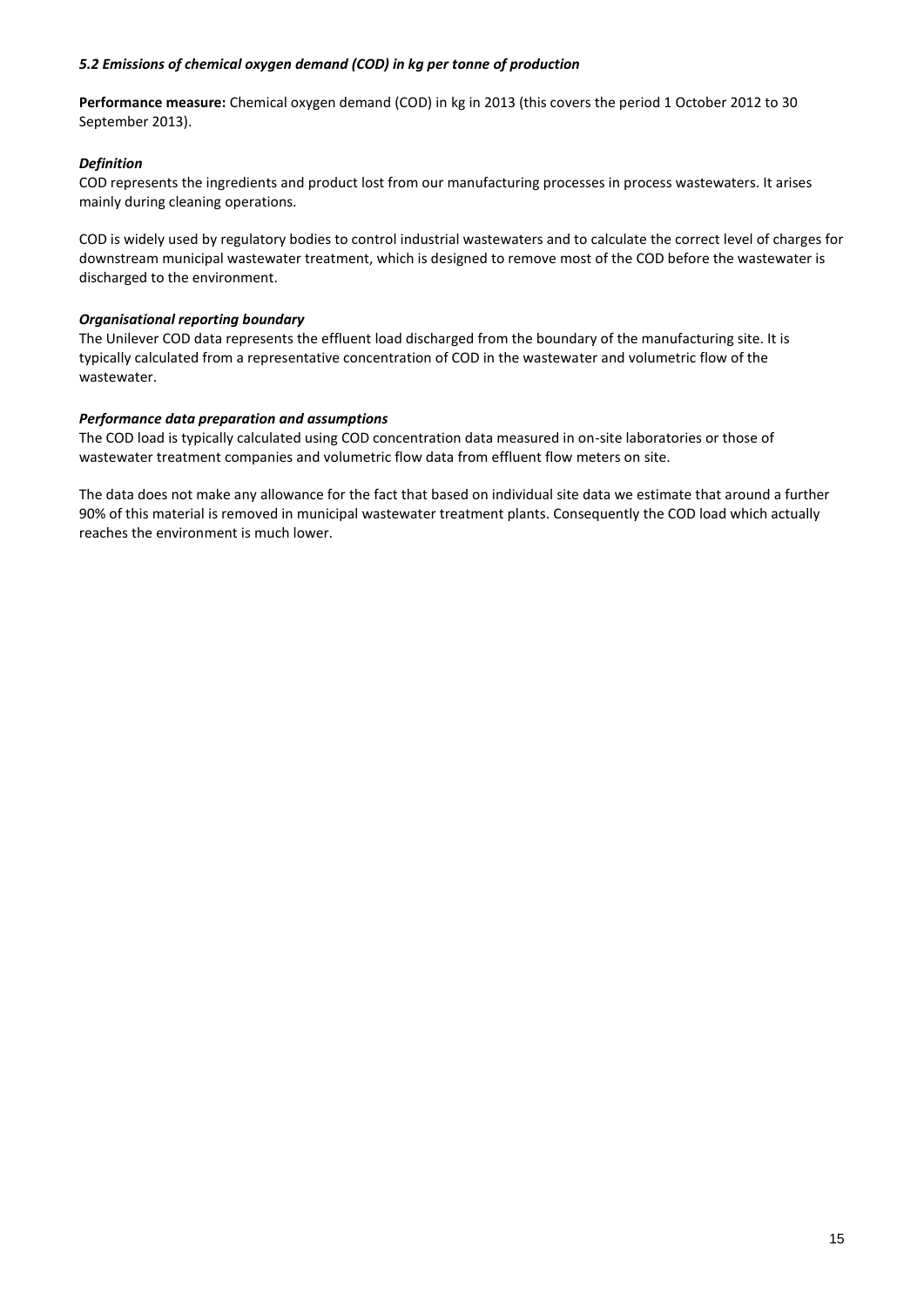### *5.2 Emissions of chemical oxygen demand (COD) in kg per tonne of production*

**Performance measure:** Chemical oxygen demand (COD) in kg in 2013 (this covers the period 1 October 2012 to 30 September 2013).

***Definition***

COD represents the ingredients and product lost from our manufacturing processes in process wastewaters. It arises mainly during cleaning operations.

COD is widely used by regulatory bodies to control industrial wastewaters and to calculate the correct level of charges for downstream municipal wastewater treatment, which is designed to remove most of the COD before the wastewater is discharged to the environment.

***Organisational reporting boundary***

The Unilever COD data represents the effluent load discharged from the boundary of the manufacturing site. It is typically calculated from a representative concentration of COD in the wastewater and volumetric flow of the wastewater.

***Performance data preparation and assumptions***

The COD load is typically calculated using COD concentration data measured in on-site laboratories or those of wastewater treatment companies and volumetric flow data from effluent flow meters on site.

The data does not make any allowance for the fact that based on individual site data we estimate that around a further 90% of this material is removed in municipal wastewater treatment plants. Consequently the COD load which actually reaches the environment is much lower.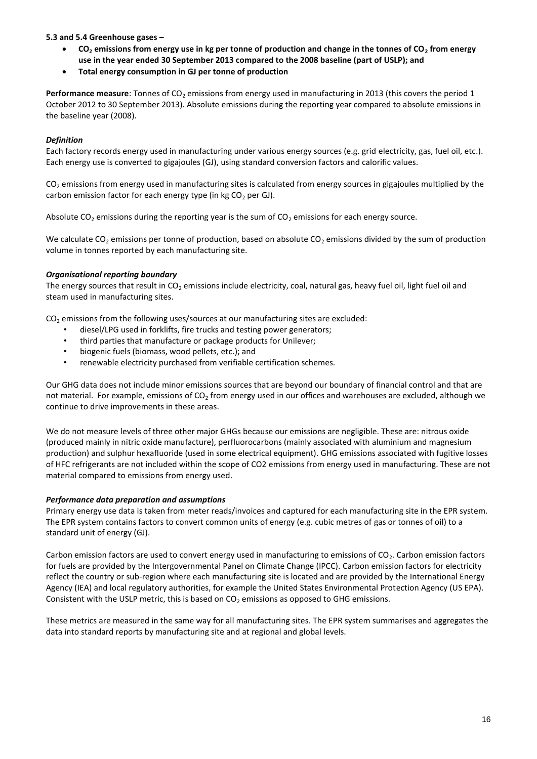**5.3 and 5.4 Greenhouse gases –**

- **$CO_2$ emissions from energy use in kg per tonne of production and change in the tonnes of $CO_2$ from energy use in the year ended 30 September 2013 compared to the 2008 baseline (part of USLP); and**
- **Total energy consumption in GJ per tonne of production**

**Performance measure**: Tonnes of $CO_2$ emissions from energy used in manufacturing in 2013 (this covers the period 1 October 2012 to 30 September 2013). Absolute emissions during the reporting year compared to absolute emissions in the baseline year (2008).

***Definition***

Each factory records energy used in manufacturing under various energy sources (e.g. grid electricity, gas, fuel oil, etc.). Each energy use is converted to gigajoules (GJ), using standard conversion factors and calorific values.

$CO_2$ emissions from energy used in manufacturing sites is calculated from energy sources in gigajoules multiplied by the carbon emission factor for each energy type (in kg $CO_2$ per GJ).

Absolute $CO_2$ emissions during the reporting year is the sum of $CO_2$ emissions for each energy source.

We calculate $CO_2$ emissions per tonne of production, based on absolute $CO_2$ emissions divided by the sum of production volume in tonnes reported by each manufacturing site.

***Organisational reporting boundary***

The energy sources that result in $CO_2$ emissions include electricity, coal, natural gas, heavy fuel oil, light fuel oil and steam used in manufacturing sites.

$CO_2$ emissions from the following uses/sources at our manufacturing sites are excluded:

- diesel/LPG used in forklifts, fire trucks and testing power generators;
- third parties that manufacture or package products for Unilever;
- biogenic fuels (biomass, wood pellets, etc.); and
- renewable electricity purchased from verifiable certification schemes.

Our GHG data does not include minor emissions sources that are beyond our boundary of financial control and that are not material. For example, emissions of $CO_2$ from energy used in our offices and warehouses are excluded, although we continue to drive improvements in these areas.

We do not measure levels of three other major GHGs because our emissions are negligible. These are: nitrous oxide (produced mainly in nitric oxide manufacture), perfluorocarbons (mainly associated with aluminium and magnesium production) and sulphur hexafluoride (used in some electrical equipment). GHG emissions associated with fugitive losses of HFC refrigerants are not included within the scope of CO2 emissions from energy used in manufacturing. These are not material compared to emissions from energy used.

***Performance data preparation and assumptions***

Primary energy use data is taken from meter reads/invoices and captured for each manufacturing site in the EPR system. The EPR system contains factors to convert common units of energy (e.g. cubic metres of gas or tonnes of oil) to a standard unit of energy (GJ).

Carbon emission factors are used to convert energy used in manufacturing to emissions of $CO_2$. Carbon emission factors for fuels are provided by the Intergovernmental Panel on Climate Change (IPCC). Carbon emission factors for electricity reflect the country or sub-region where each manufacturing site is located and are provided by the International Energy Agency (IEA) and local regulatory authorities, for example the United States Environmental Protection Agency (US EPA). Consistent with the USLP metric, this is based on $CO_2$ emissions as opposed to GHG emissions.

These metrics are measured in the same way for all manufacturing sites. The EPR system summarises and aggregates the data into standard reports by manufacturing site and at regional and global levels.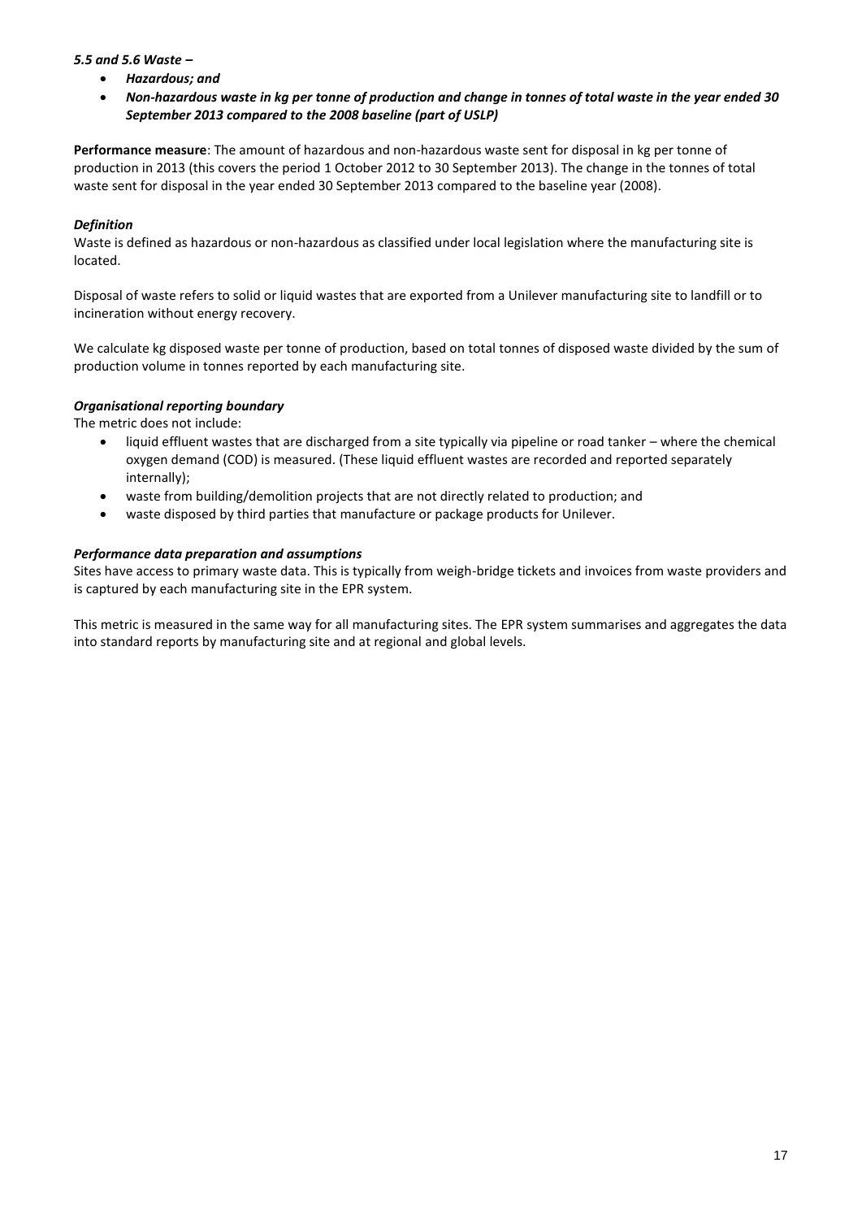***5.5 and 5.6 Waste –***

- ***Hazardous; and***
- ***Non-hazardous waste in kg per tonne of production and change in tonnes of total waste in the year ended 30 September 2013 compared to the 2008 baseline (part of USLP)***

**Performance measure**: The amount of hazardous and non-hazardous waste sent for disposal in kg per tonne of production in 2013 (this covers the period 1 October 2012 to 30 September 2013). The change in the tonnes of total waste sent for disposal in the year ended 30 September 2013 compared to the baseline year (2008).

***Definition***

Waste is defined as hazardous or non-hazardous as classified under local legislation where the manufacturing site is located.

Disposal of waste refers to solid or liquid wastes that are exported from a Unilever manufacturing site to landfill or to incineration without energy recovery.

We calculate kg disposed waste per tonne of production, based on total tonnes of disposed waste divided by the sum of production volume in tonnes reported by each manufacturing site.

***Organisational reporting boundary***

The metric does not include:

- liquid effluent wastes that are discharged from a site typically via pipeline or road tanker – where the chemical oxygen demand (COD) is measured. (These liquid effluent wastes are recorded and reported separately internally);
- waste from building/demolition projects that are not directly related to production; and
- waste disposed by third parties that manufacture or package products for Unilever.

***Performance data preparation and assumptions***

Sites have access to primary waste data. This is typically from weigh-bridge tickets and invoices from waste providers and is captured by each manufacturing site in the EPR system.

This metric is measured in the same way for all manufacturing sites. The EPR system summarises and aggregates the data into standard reports by manufacturing site and at regional and global levels.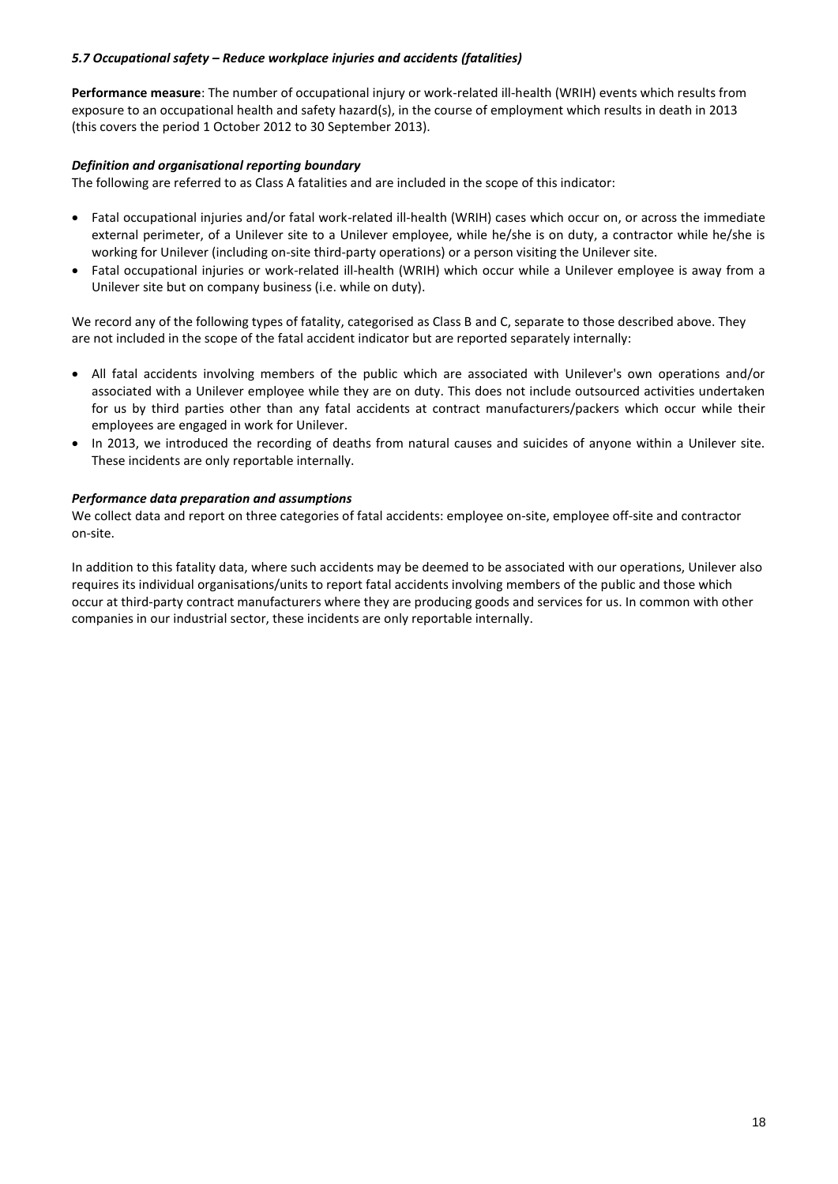### *5.7 Occupational safety – Reduce workplace injuries and accidents (fatalities)*

**Performance measure**: The number of occupational injury or work-related ill-health (WRIH) events which results from exposure to an occupational health and safety hazard(s), in the course of employment which results in death in 2013 (this covers the period 1 October 2012 to 30 September 2013).

#### *Definition and organisational reporting boundary*

The following are referred to as Class A fatalities and are included in the scope of this indicator:

- Fatal occupational injuries and/or fatal work-related ill-health (WRIH) cases which occur on, or across the immediate external perimeter, of a Unilever site to a Unilever employee, while he/she is on duty, a contractor while he/she is working for Unilever (including on-site third-party operations) or a person visiting the Unilever site.
- Fatal occupational injuries or work-related ill-health (WRIH) which occur while a Unilever employee is away from a Unilever site but on company business (i.e. while on duty).

We record any of the following types of fatality, categorised as Class B and C, separate to those described above. They are not included in the scope of the fatal accident indicator but are reported separately internally:

- All fatal accidents involving members of the public which are associated with Unilever's own operations and/or associated with a Unilever employee while they are on duty. This does not include outsourced activities undertaken for us by third parties other than any fatal accidents at contract manufacturers/packers which occur while their employees are engaged in work for Unilever.
- In 2013, we introduced the recording of deaths from natural causes and suicides of anyone within a Unilever site. These incidents are only reportable internally.

#### *Performance data preparation and assumptions*

We collect data and report on three categories of fatal accidents: employee on-site, employee off-site and contractor on-site.

In addition to this fatality data, where such accidents may be deemed to be associated with our operations, Unilever also requires its individual organisations/units to report fatal accidents involving members of the public and those which occur at third-party contract manufacturers where they are producing goods and services for us. In common with other companies in our industrial sector, these incidents are only reportable internally.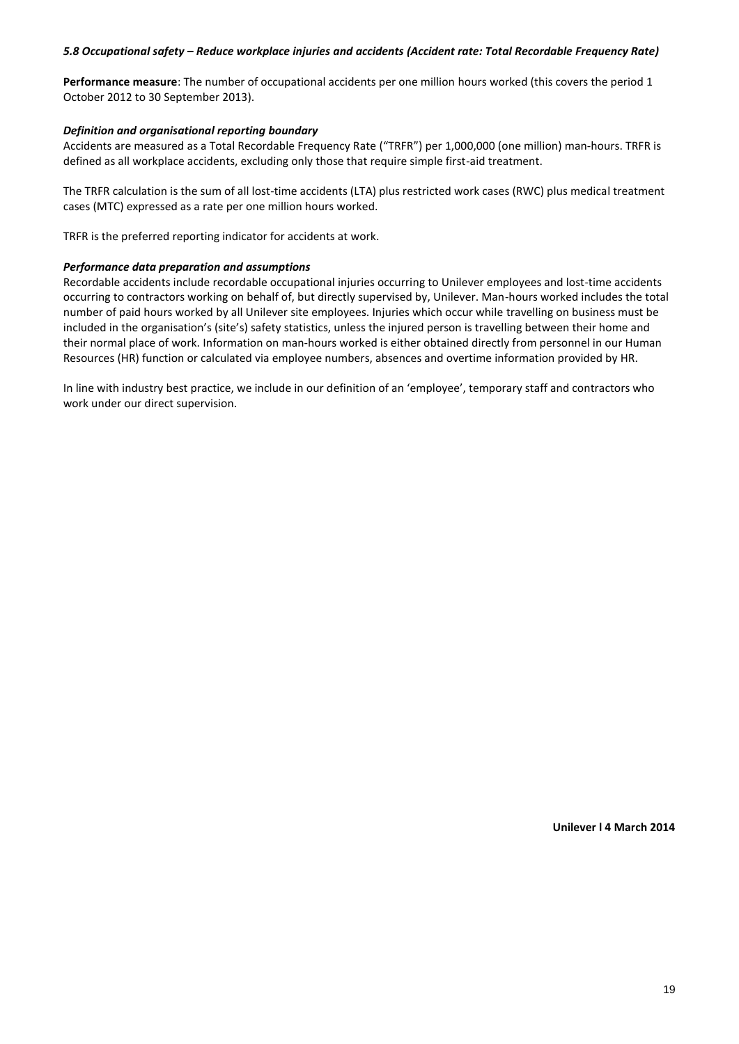### *5.8 Occupational safety – Reduce workplace injuries and accidents (Accident rate: Total Recordable Frequency Rate)*

**Performance measure**: The number of occupational accidents per one million hours worked (this covers the period 1 October 2012 to 30 September 2013).

#### *Definition and organisational reporting boundary*

Accidents are measured as a Total Recordable Frequency Rate ("TRFR") per 1,000,000 (one million) man-hours. TRFR is defined as all workplace accidents, excluding only those that require simple first-aid treatment.

The TRFR calculation is the sum of all lost-time accidents (LTA) plus restricted work cases (RWC) plus medical treatment cases (MTC) expressed as a rate per one million hours worked.

TRFR is the preferred reporting indicator for accidents at work.

#### *Performance data preparation and assumptions*

Recordable accidents include recordable occupational injuries occurring to Unilever employees and lost-time accidents occurring to contractors working on behalf of, but directly supervised by, Unilever. Man-hours worked includes the total number of paid hours worked by all Unilever site employees. Injuries which occur while travelling on business must be included in the organisation's (site's) safety statistics, unless the injured person is travelling between their home and their normal place of work. Information on man-hours worked is either obtained directly from personnel in our Human Resources (HR) function or calculated via employee numbers, absences and overtime information provided by HR.

In line with industry best practice, we include in our definition of an 'employee', temporary staff and contractors who work under our direct supervision.